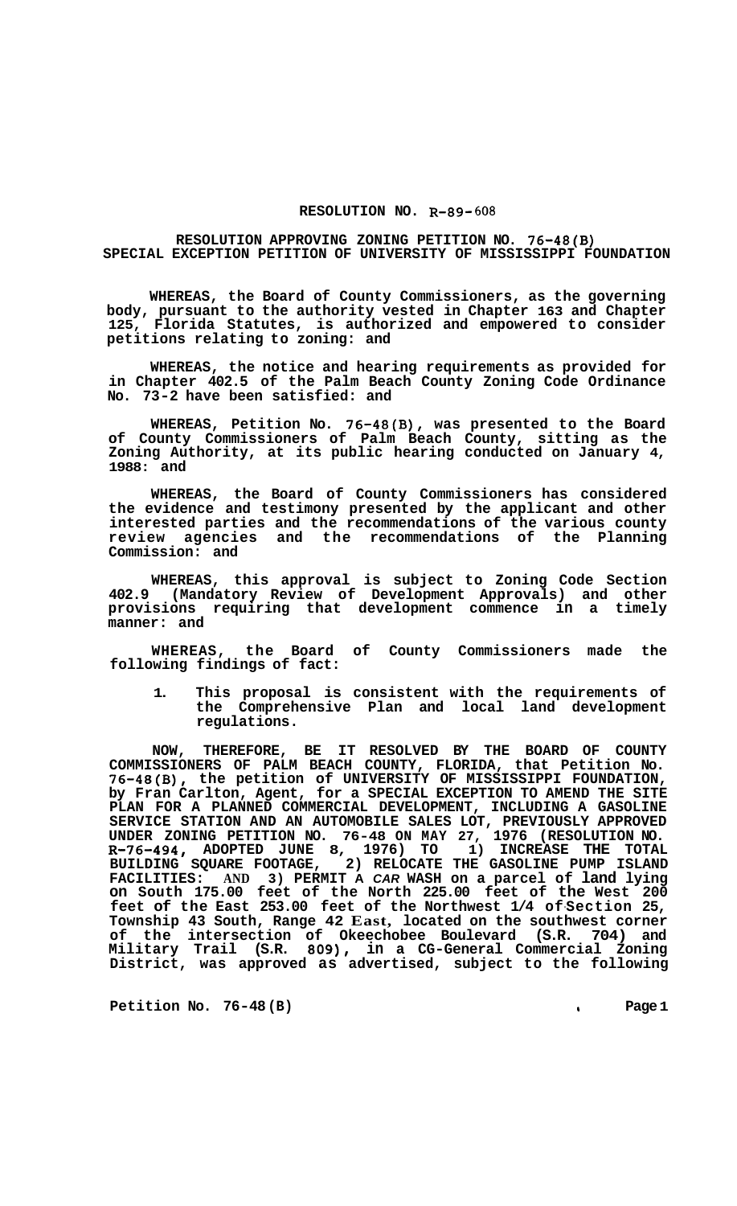**RESOLUTION NO. R-89-608**

**RESOLUTION APPROVING ZONING PETITION NO. 76-48(B) SPECIAL EXCEPTION PETITION OF UNIVERSITY OF MISSISSIPPI FOUNDATION**

**WHEREAS, the Board of County Commissioners, as the governing body, pursuant to the authority vested in Chapter 163 and Chapter 125, Florida Statutes, is authorized and empowered to consider petitions relating to zoning: and**

**WHEREAS, the notice and hearing requirements as provided for in Chapter 402.5 of the Palm Beach County Zoning Code Ordinance No. 73-2 have been satisfied: and**

**WHEREAS, Petition No. 76-48(B), was presented to the Board of County Commissioners of Palm Beach County, sitting as the Zoning Authority, at its public hearing conducted on January 4, 1988: and**

**WHEREAS, the Board of County Commissioners has considered the evidence and testimony presented by the applicant and other interested parties and the recommendations of the various county review agencies and the recommendations of the Planning Commission: and**

**WHEREAS, this approval is subject to Zoning Code Section 402.9 (Mandatory Review of Development Approvals) and other provisions requiring that development commence in a timely manner: and**

**WHEREAS, the Board of County Commissioners made the following findings of fact:**

1. **This proposal is consistent with the requirements of the Comprehensive Plan and local land development regulations.**

**NOW, THEREFORE, BE IT RESOLVED BY THE BOARD OF COUNTY COMMISSIONERS OF PALM BEACH COUNTY, FLORIDA, that Petition No. 76-48(B), the petition of UNIVERSITY OF MISSISSIPPI FOUNDATION, by Fran Carlton, Agent, for a SPECIAL EXCEPTION TO AMEND THE SITE PLAN FOR A PLANNED COMMERCIAL DEVELOPMENT, INCLUDING A GASOLINE SERVICE STATION AND AN AUTOMOBILE SALES LOT, PREVIOUSLY APPROVED UNDER ZONING PETITION NO. 76-48 ON MAY 27, 1976 (RESOLUTION NO. R-76-494, ADOPTED JUNE 8, 1976) TO 1) INCREASE THE TOTAL BUILDING SQUARE FOOTAGE, 2) RELOCATE THE GASOLINE PUMP ISLAND FACILITIES: AND 3) PERMIT A CAR WASH on a parcel of land lying on South 175.00 feet of the North 225.00 feet of the West 200 feet of the East 253.00 feet of the Northwest 1/4 of Section 25, Township 43 South, Range 42 East, located on the southwest corner of the intersection of Okeechobee Boulevard (S.R. 704) and Military Trail (S.R. 809), in a CG-General Commercial Zoning District, was approved as advertised, subject to the following**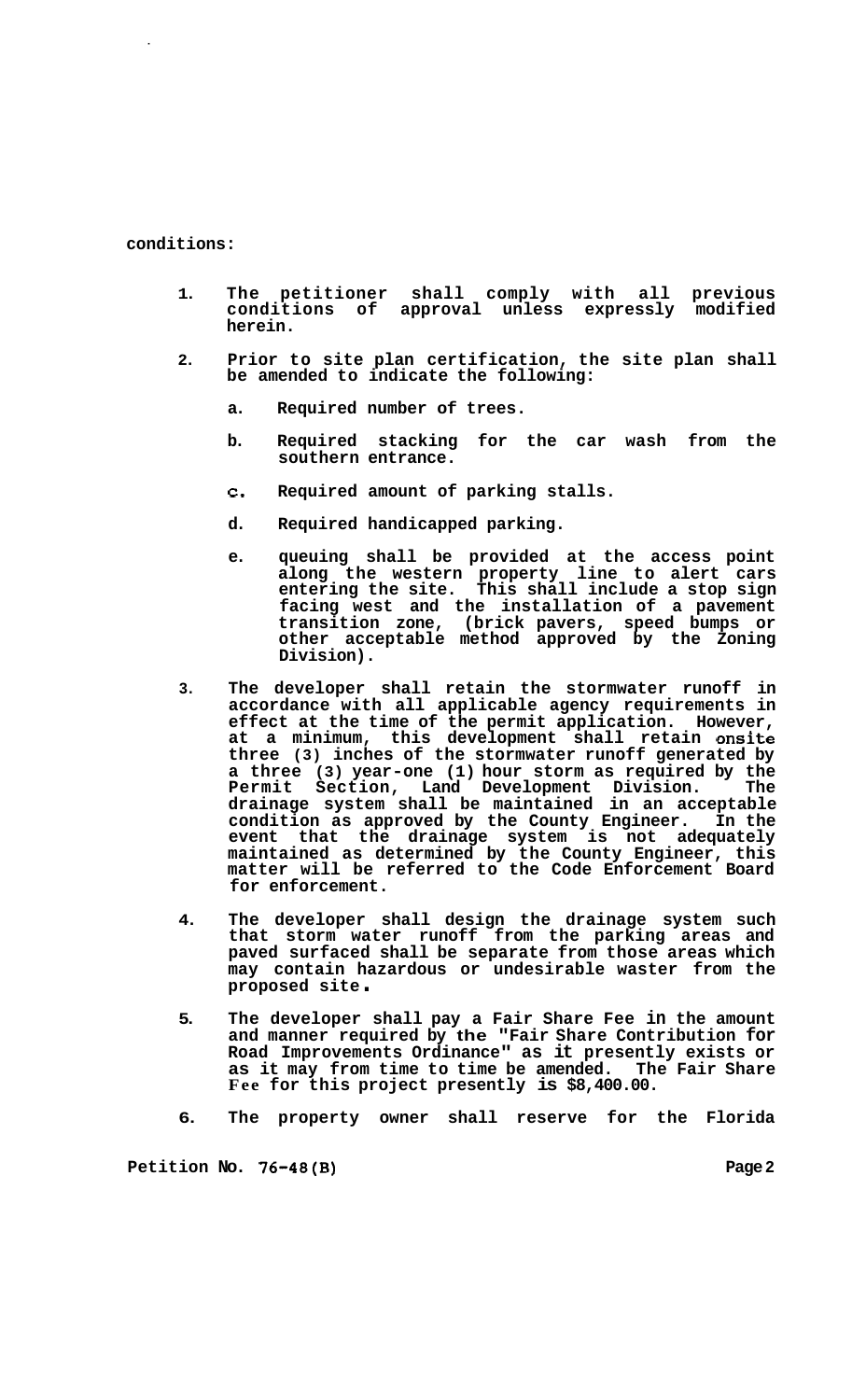**conditions:**

1. **The petitioner shall comply with all previous conditions of approval unless expressly modified herein.**

2. **Prior to site plan certification, the site plan shall be amended to indicate the following:**

   a. **Required number of trees.**

   b. **Required stacking for the car wash from the southern entrance.**

   c. **Required amount of parking stalls.**

   d. **Required handicapped parking.**

   e. **queuing shall be provided at the access point along the western property line to alert cars entering the site. This shall include a stop sign facing west and the installation of a pavement transition zone, (brick pavers, speed bumps or other acceptable method approved by the Zoning Division).**

3. **The developer shall retain the stormwater runoff in accordance with all applicable agency requirements in effect at the time of the permit application. However, at a minimum, this development shall retain onsite three (3) inches of the stormwater runoff generated by a three (3) year-one (1) hour storm as required by the Permit Section, Land Development Division. The drainage system shall be maintained in an acceptable condition as approved by the County Engineer. In the event that the drainage system is not adequately maintained as determined by the County Engineer, this matter will be referred to the Code Enforcement Board for enforcement.**

4. **The developer shall design the drainage system such that storm water runoff from the parking areas and paved surfaced shall be separate from those areas which may contain hazardous or undesirable waster from the proposed site.**

5. **The developer shall pay a Fair Share Fee in the amount and manner required by the "Fair Share Contribution for Road Improvements Ordinance" as it presently exists or as it may from time to time be amended. The Fair Share Fee for this project presently is $8,400.00.**

6. **The property owner shall reserve for the Florida**

**Petition No. 76-48(B)**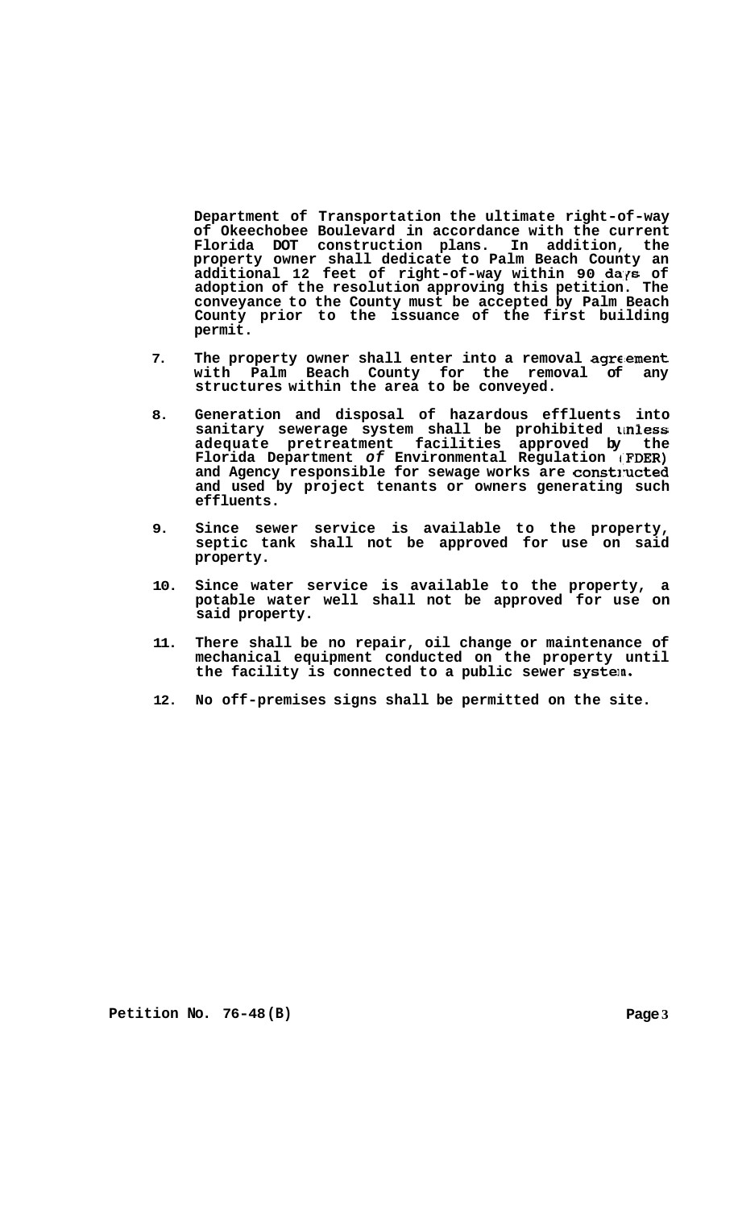Department of Transportation the ultimate right-of-way of Okeechobee Boulevard in accordance with the current Florida DOT construction plans. In addition, the property owner shall dedicate to Palm Beach County an additional 12 feet of right-of-way within 90 days of adoption of the resolution approving this petition. The conveyance to the County must be accepted by Palm Beach County prior to the issuance of the first building permit.

7. The property owner shall enter into a removal agreement with Palm Beach County for the removal of any structures within the area to be conveyed.

8. Generation and disposal of hazardous effluents into sanitary sewerage system shall be prohibited unless adequate pretreatment facilities approved by the Florida Department *of* Environmental Regulation (FDER) and Agency responsible for sewage works are constructed and used by project tenants or owners generating such effluents.

9. Since sewer service is available to the property, septic tank shall not be approved for use on said property.

10. Since water service is available to the property, a potable water well shall not be approved for use on said property.

11. There shall be no repair, oil change or maintenance of mechanical equipment conducted on the property until the facility is connected to a public sewer system.

12. No off-premises signs shall be permitted on the site.

Petition No. 76-48(B)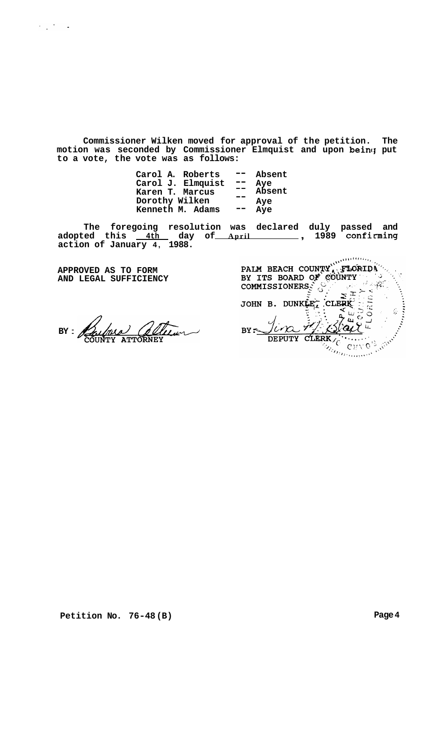Commissioner Wilken moved for approval of the petition. The motion was seconded by Commissioner Elmquist and upon being put to a vote, the vote was as follows:

| | | |
|---|---|---|
| Carol A. Roberts | -- | Absent |
| Carol J. Elmquist | -- | Aye |
| Karen T. Marcus | -- | Absent |
| Dorothy Wilken | -- | Aye |
| Kenneth M. Adams | -- | Aye |

The foregoing resolution was declared duly passed and adopted this 4th day of April, 1989 confirming action of January 4, 1988.

APPROVED AS TO FORM AND LEGAL SUFFICIENCY

BY: COUNTY ATTORNEY

PALM BEACH COUNTY, FLORIDA BY ITS BOARD OF COUNTY COMMISSIONERS

JOHN B. DUNKLE, CLERK

BY: DEPUTY CLERK

Petition No. 76-48(B)